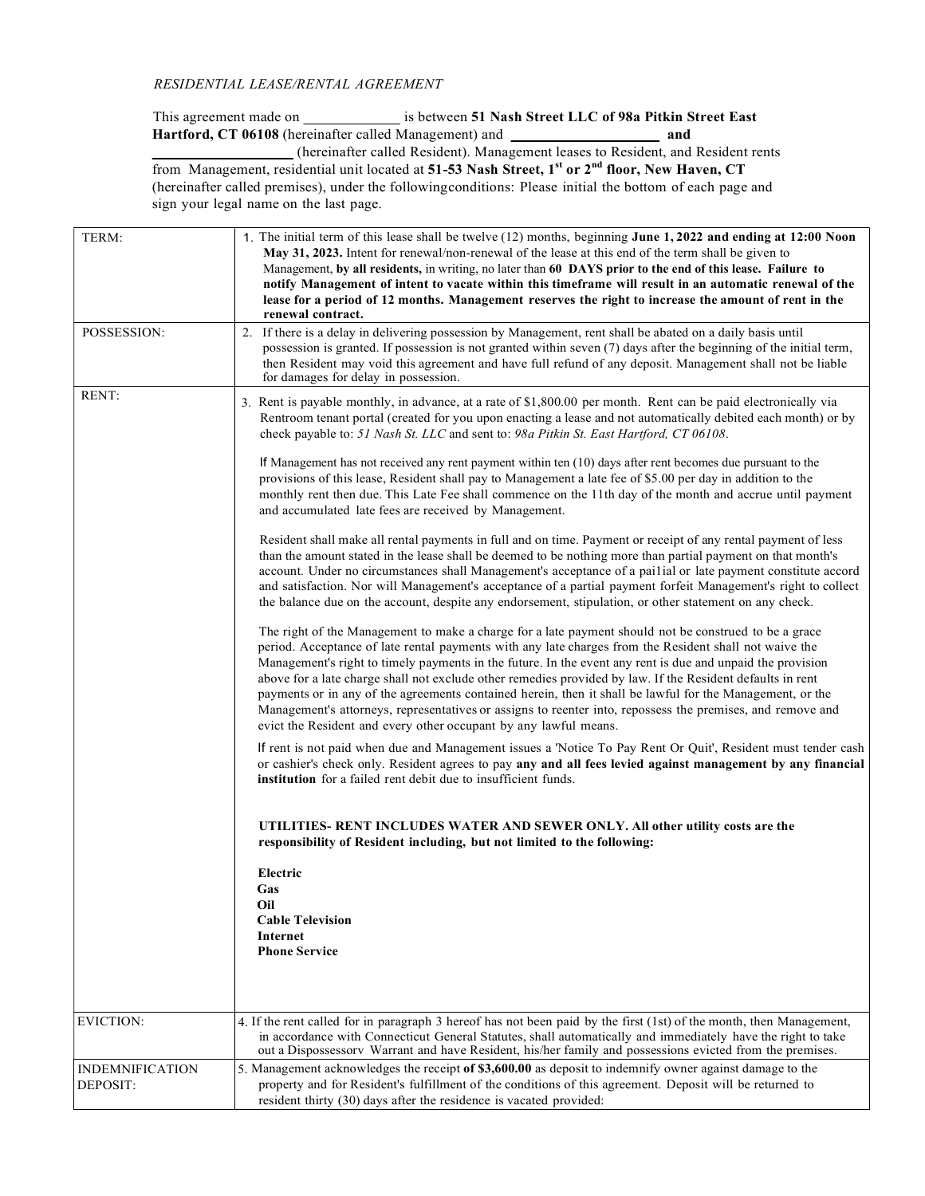*RESIDENTIAL LEASE/RENTAL AGREEMENT*

This agreement made on _____________ is between **51 Nash Street LLC of 98a Pitkin Street East Hartford, CT 06108** (hereinafter called Management) and ____________________ **and** ____________________ (hereinafter called Resident). Management leases to Resident, and Resident rents from Management, residential unit located at **51-53 Nash Street, 1st or 2nd floor, New Haven, CT** (hereinafter called premises), under the followingconditions: Please initial the bottom of each page and sign your legal name on the last page.

| | |
|---|---|
| TERM: | 1. The initial term of this lease shall be twelve (12) months, beginning **June 1, 2022 and ending at 12:00 Noon May 31, 2023.** Intent for renewal/non-renewal of the lease at this end of the term shall be given to Management, **by all residents,** in writing, no later than **60 DAYS prior to the end of this lease. Failure to notify Management of intent to vacate within this timeframe will result in an automatic renewal of the lease for a period of 12 months. Management reserves the right to increase the amount of rent in the renewal contract.** |
| POSSESSION: | 2. If there is a delay in delivering possession by Management, rent shall be abated on a daily basis until possession is granted. If possession is not granted within seven (7) days after the beginning of the initial term, then Resident may void this agreement and have full refund of any deposit. Management shall not be liable for damages for delay in possession. |
| RENT: | 3. Rent is payable monthly, in advance, at a rate of $1,800.00 per month. Rent can be paid electronically via Rentroom tenant portal (created for you upon enacting a lease and not automatically debited each month) or by check payable to: *51 Nash St. LLC* and sent to: *98a Pitkin St. East Hartford, CT 06108*.<br><br>If Management has not received any rent payment within ten (10) days after rent becomes due pursuant to the provisions of this lease, Resident shall pay to Management a late fee of $5.00 per day in addition to the monthly rent then due. This Late Fee shall commence on the 11th day of the month and accrue until payment and accumulated late fees are received by Management.<br><br>Resident shall make all rental payments in full and on time. Payment or receipt of any rental payment of less than the amount stated in the lease shall be deemed to be nothing more than partial payment on that month's account. Under no circumstances shall Management's acceptance of a pai1ial or late payment constitute accord and satisfaction. Nor will Management's acceptance of a partial payment forfeit Management's right to collect the balance due on the account, despite any endorsement, stipulation, or other statement on any check.<br><br>The right of the Management to make a charge for a late payment should not be construed to be a grace period. Acceptance of late rental payments with any late charges from the Resident shall not waive the Management's right to timely payments in the future. In the event any rent is due and unpaid the provision above for a late charge shall not exclude other remedies provided by law. If the Resident defaults in rent payments or in any of the agreements contained herein, then it shall be lawful for the Management, or the Management's attorneys, representatives or assigns to reenter into, repossess the premises, and remove and evict the Resident and every other occupant by any lawful means.<br><br>If rent is not paid when due and Management issues a 'Notice To Pay Rent Or Quit', Resident must tender cash or cashier's check only. Resident agrees to pay **any and all fees levied against management by any financial institution** for a failed rent debit due to insufficient funds.<br><br>**UTILITIES- RENT INCLUDES WATER AND SEWER ONLY. All other utility costs are the responsibility of Resident including, but not limited to the following:**<br><br>**Electric**<br>**Gas**<br>**Oil**<br>**Cable Television**<br>**Internet**<br>**Phone Service** |
| EVICTION: | 4. If the rent called for in paragraph 3 hereof has not been paid by the first (1st) of the month, then Management, in accordance with Connecticut General Statutes, shall automatically and immediately have the right to take out a Dispossessorv Warrant and have Resident, his/her family and possessions evicted from the premises. |
| INDEMNIFICATION DEPOSIT: | 5. Management acknowledges the receipt **of $3,600.00** as deposit to indemnify owner against damage to the property and for Resident's fulfillment of the conditions of this agreement. Deposit will be returned to resident thirty (30) days after the residence is vacated provided: |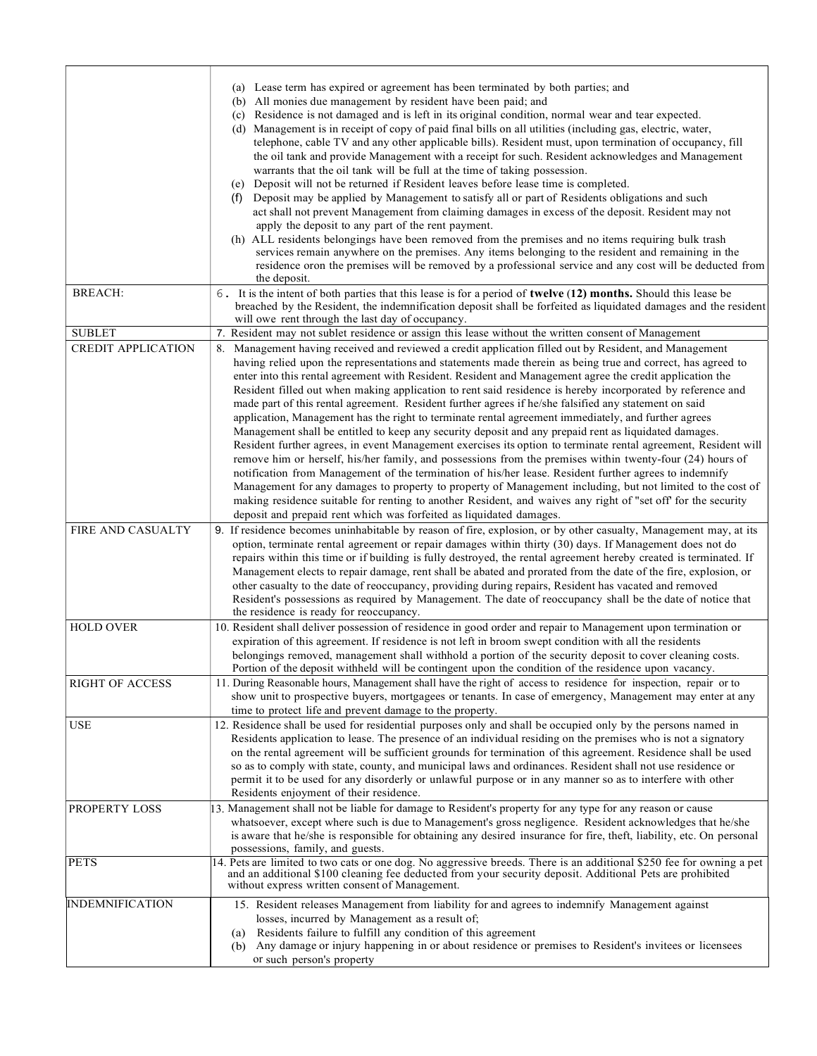| | |
|---|---|
| | (a) Lease term has expired or agreement has been terminated by both parties; and<br>(b) All monies due management by resident have been paid; and<br>(c) Residence is not damaged and is left in its original condition, normal wear and tear expected.<br>(d) Management is in receipt of copy of paid final bills on all utilities (including gas, electric, water, telephone, cable TV and any other applicable bills). Resident must, upon termination of occupancy, fill the oil tank and provide Management with a receipt for such. Resident acknowledges and Management warrants that the oil tank will be full at the time of taking possession.<br>(e) Deposit will not be returned if Resident leaves before lease time is completed.<br>(f) Deposit may be applied by Management to satisfy all or part of Residents obligations and such act shall not prevent Management from claiming damages in excess of the deposit. Resident may not apply the deposit to any part of the rent payment.<br>(h) ALL residents belongings have been removed from the premises and no items requiring bulk trash services remain anywhere on the premises. Any items belonging to the resident and remaining in the residence oron the premises will be removed by a professional service and any cost will be deducted from the deposit. |
| BREACH: | 6. It is the intent of both parties that this lease is for a period of **twelve (12) months.** Should this lease be breached by the Resident, the indemnification deposit shall be forfeited as liquidated damages and the resident will owe rent through the last day of occupancy. |
| SUBLET | 7. Resident may not sublet residence or assign this lease without the written consent of Management |
| CREDIT APPLICATION | 8. Management having received and reviewed a credit application filled out by Resident, and Management having relied upon the representations and statements made therein as being true and correct, has agreed to enter into this rental agreement with Resident. Resident and Management agree the credit application the Resident filled out when making application to rent said residence is hereby incorporated by reference and made part of this rental agreement. Resident further agrees if he/she falsified any statement on said application, Management has the right to terminate rental agreement immediately, and further agrees Management shall be entitled to keep any security deposit and any prepaid rent as liquidated damages. Resident further agrees, in event Management exercises its option to terminate rental agreement, Resident will remove him or herself, his/her family, and possessions from the premises within twenty-four (24) hours of notification from Management of the termination of his/her lease. Resident further agrees to indemnify Management for any damages to property to property of Management including, but not limited to the cost of making residence suitable for renting to another Resident, and waives any right of "set off' for the security deposit and prepaid rent which was forfeited as liquidated damages. |
| FIRE AND CASUALTY | 9. If residence becomes uninhabitable by reason of fire, explosion, or by other casualty, Management may, at its option, terminate rental agreement or repair damages within thirty (30) days. If Management does not do repairs within this time or if building is fully destroyed, the rental agreement hereby created is terminated. If Management elects to repair damage, rent shall be abated and prorated from the date of the fire, explosion, or other casualty to the date of reoccupancy, providing during repairs, Resident has vacated and removed Resident's possessions as required by Management. The date of reoccupancy shall be the date of notice that the residence is ready for reoccupancy. |
| HOLD OVER | 10. Resident shall deliver possession of residence in good order and repair to Management upon termination or expiration of this agreement. If residence is not left in broom swept condition with all the residents belongings removed, management shall withhold a portion of the security deposit to cover cleaning costs. Portion of the deposit withheld will be contingent upon the condition of the residence upon vacancy. |
| RIGHT OF ACCESS | 11. During Reasonable hours, Management shall have the right of access to residence for inspection, repair or to show unit to prospective buyers, mortgagees or tenants. In case of emergency, Management may enter at any time to protect life and prevent damage to the property. |
| USE | 12. Residence shall be used for residential purposes only and shall be occupied only by the persons named in Residents application to lease. The presence of an individual residing on the premises who is not a signatory on the rental agreement will be sufficient grounds for termination of this agreement. Residence shall be used so as to comply with state, county, and municipal laws and ordinances. Resident shall not use residence or permit it to be used for any disorderly or unlawful purpose or in any manner so as to interfere with other Residents enjoyment of their residence. |
| PROPERTY LOSS | 13. Management shall not be liable for damage to Resident's property for any type for any reason or cause whatsoever, except where such is due to Management's gross negligence. Resident acknowledges that he/she is aware that he/she is responsible for obtaining any desired insurance for fire, theft, liability, etc. On personal possessions, family, and guests. |
| PETS | 14. Pets are limited to two cats or one dog. No aggressive breeds. There is an additional $250 fee for owning a pet and an additional $100 cleaning fee deducted from your security deposit. Additional Pets are prohibited without express written consent of Management. |
| INDEMNIFICATION | 15. Resident releases Management from liability for and agrees to indemnify Management against losses, incurred by Management as a result of;<br>(a) Residents failure to fulfill any condition of this agreement<br>(b) Any damage or injury happening in or about residence or premises to Resident's invitees or licensees or such person's property |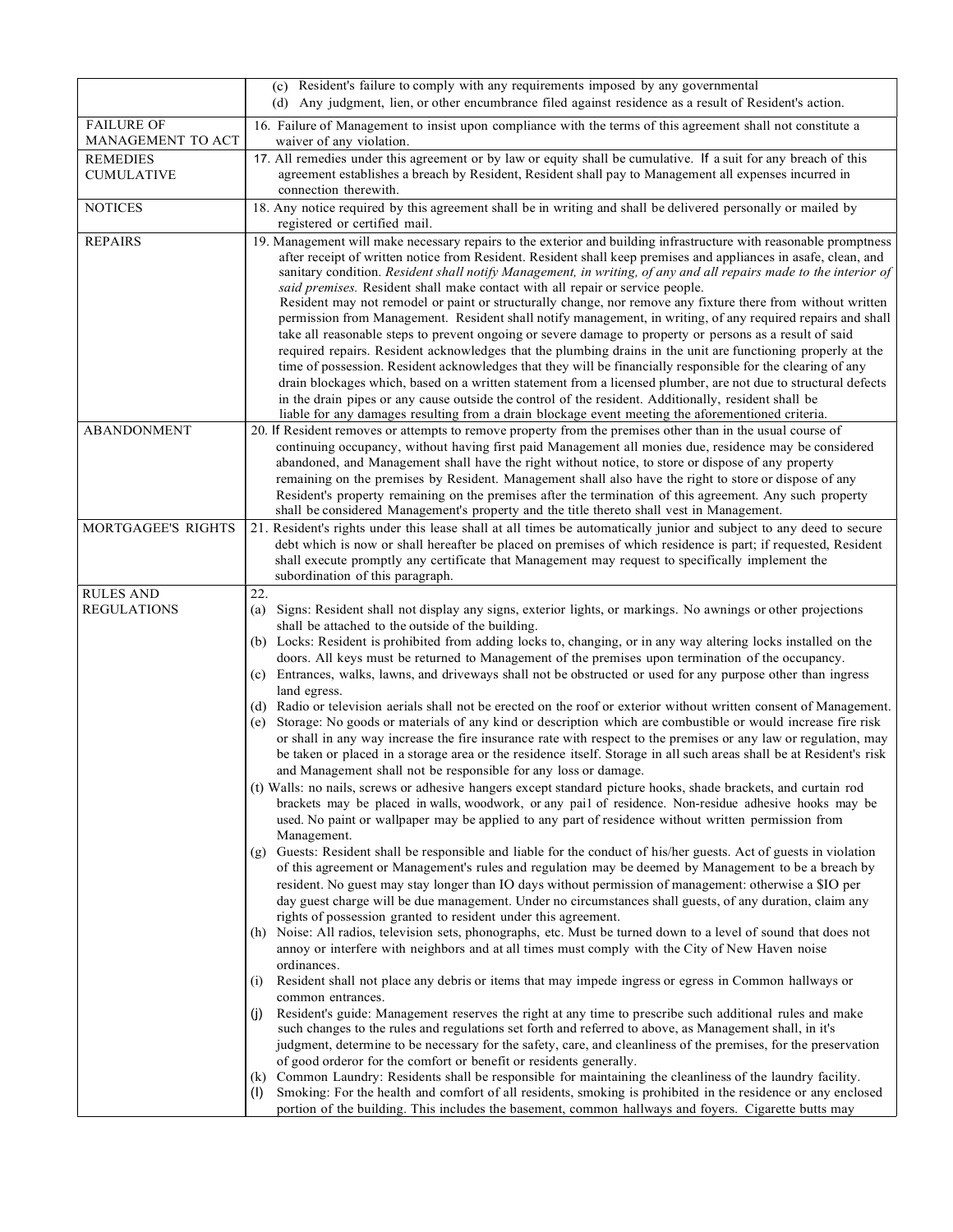| | |
|---|---|
| | (c) Resident's failure to comply with any requirements imposed by any governmental<br>(d) Any judgment, lien, or other encumbrance filed against residence as a result of Resident's action. |
| FAILURE OF MANAGEMENT TO ACT | 16. Failure of Management to insist upon compliance with the terms of this agreement shall not constitute a waiver of any violation. |
| REMEDIES CUMULATIVE | 17. All remedies under this agreement or by law or equity shall be cumulative. If a suit for any breach of this agreement establishes a breach by Resident, Resident shall pay to Management all expenses incurred in connection therewith. |
| NOTICES | 18. Any notice required by this agreement shall be in writing and shall be delivered personally or mailed by registered or certified mail. |
| REPAIRS | 19. Management will make necessary repairs to the exterior and building infrastructure with reasonable promptness after receipt of written notice from Resident. Resident shall keep premises and appliances in asafe, clean, and sanitary condition. *Resident shall notify Management, in writing, of any and all repairs made to the interior of said premises.* Resident shall make contact with all repair or service people.<br>Resident may not remodel or paint or structurally change, nor remove any fixture there from without written permission from Management. Resident shall notify management, in writing, of any required repairs and shall take all reasonable steps to prevent ongoing or severe damage to property or persons as a result of said required repairs. Resident acknowledges that the plumbing drains in the unit are functioning properly at the time of possession. Resident acknowledges that they will be financially responsible for the clearing of any drain blockages which, based on a written statement from a licensed plumber, are not due to structural defects in the drain pipes or any cause outside the control of the resident. Additionally, resident shall be liable for any damages resulting from a drain blockage event meeting the aforementioned criteria. |
| ABANDONMENT | 20. If Resident removes or attempts to remove property from the premises other than in the usual course of continuing occupancy, without having first paid Management all monies due, residence may be considered abandoned, and Management shall have the right without notice, to store or dispose of any property remaining on the premises by Resident. Management shall also have the right to store or dispose of any Resident's property remaining on the premises after the termination of this agreement. Any such property shall be considered Management's property and the title thereto shall vest in Management. |
| MORTGAGEE'S RIGHTS | 21. Resident's rights under this lease shall at all times be automatically junior and subject to any deed to secure debt which is now or shall hereafter be placed on premises of which residence is part; if requested, Resident shall execute promptly any certificate that Management may request to specifically implement the subordination of this paragraph. |
| RULES AND REGULATIONS | 22.<br>(a) Signs: Resident shall not display any signs, exterior lights, or markings. No awnings or other projections shall be attached to the outside of the building.<br>(b) Locks: Resident is prohibited from adding locks to, changing, or in any way altering locks installed on the doors. All keys must be returned to Management of the premises upon termination of the occupancy.<br>(c) Entrances, walks, lawns, and driveways shall not be obstructed or used for any purpose other than ingress land egress.<br>(d) Radio or television aerials shall not be erected on the roof or exterior without written consent of Management.<br>(e) Storage: No goods or materials of any kind or description which are combustible or would increase fire risk or shall in any way increase the fire insurance rate with respect to the premises or any law or regulation, may be taken or placed in a storage area or the residence itself. Storage in all such areas shall be at Resident's risk and Management shall not be responsible for any loss or damage.<br>(t) Walls: no nails, screws or adhesive hangers except standard picture hooks, shade brackets, and curtain rod brackets may be placed in walls, woodwork, or any pai1 of residence. Non-residue adhesive hooks may be used. No paint or wallpaper may be applied to any part of residence without written permission from Management.<br>(g) Guests: Resident shall be responsible and liable for the conduct of his/her guests. Act of guests in violation of this agreement or Management's rules and regulation may be deemed by Management to be a breach by resident. No guest may stay longer than IO days without permission of management: otherwise a $IO per day guest charge will be due management. Under no circumstances shall guests, of any duration, claim any rights of possession granted to resident under this agreement.<br>(h) Noise: All radios, television sets, phonographs, etc. Must be turned down to a level of sound that does not annoy or interfere with neighbors and at all times must comply with the City of New Haven noise ordinances.<br>(i) Resident shall not place any debris or items that may impede ingress or egress in Common hallways or common entrances.<br>(j) Resident's guide: Management reserves the right at any time to prescribe such additional rules and make such changes to the rules and regulations set forth and referred to above, as Management shall, in it's judgment, determine to be necessary for the safety, care, and cleanliness of the premises, for the preservation of good orderor for the comfort or benefit or residents generally.<br>(k) Common Laundry: Residents shall be responsible for maintaining the cleanliness of the laundry facility.<br>(l) Smoking: For the health and comfort of all residents, smoking is prohibited in the residence or any enclosed portion of the building. This includes the basement, common hallways and foyers. Cigarette butts may |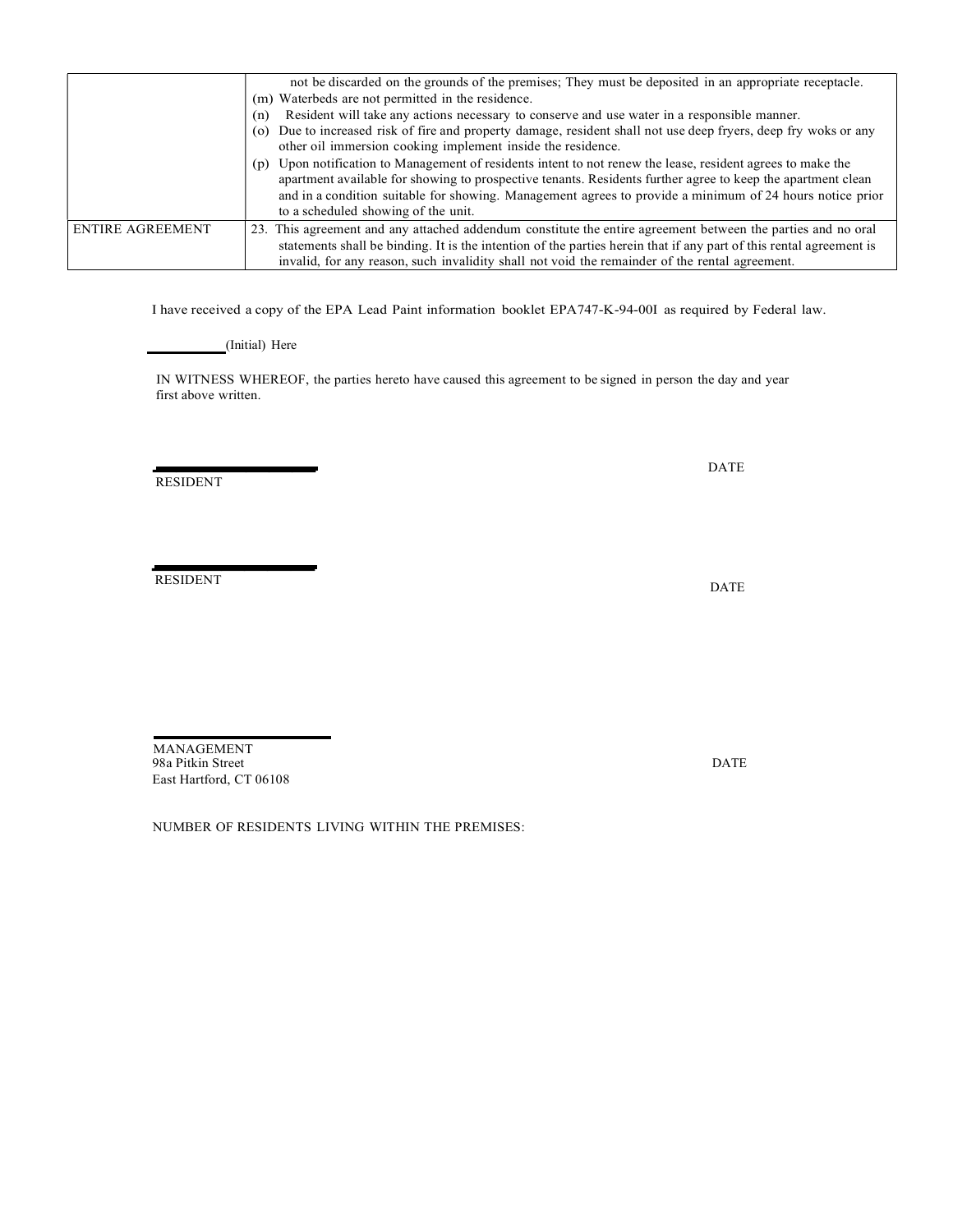| | |
|---|---|
| | not be discarded on the grounds of the premises; They must be deposited in an appropriate receptacle.<br>(m) Waterbeds are not permitted in the residence.<br>(n) Resident will take any actions necessary to conserve and use water in a responsible manner.<br>(o) Due to increased risk of fire and property damage, resident shall not use deep fryers, deep fry woks or any other oil immersion cooking implement inside the residence.<br>(p) Upon notification to Management of residents intent to not renew the lease, resident agrees to make the apartment available for showing to prospective tenants. Residents further agree to keep the apartment clean and in a condition suitable for showing. Management agrees to provide a minimum of 24 hours notice prior to a scheduled showing of the unit. |
| ENTIRE AGREEMENT | 23. This agreement and any attached addendum constitute the entire agreement between the parties and no oral statements shall be binding. It is the intention of the parties herein that if any part of this rental agreement is invalid, for any reason, such invalidity shall not void the remainder of the rental agreement. |

I have received a copy of the EPA Lead Paint information booklet EPA747-K-94-00I as required by Federal law.

__________(Initial) Here

IN WITNESS WHEREOF, the parties hereto have caused this agreement to be signed in person the day and year first above written.

______________________
RESIDENT

DATE

______________________
RESIDENT

DATE

______________________
MANAGEMENT
98a Pitkin Street
East Hartford, CT 06108

DATE

NUMBER OF RESIDENTS LIVING WITHIN THE PREMISES: